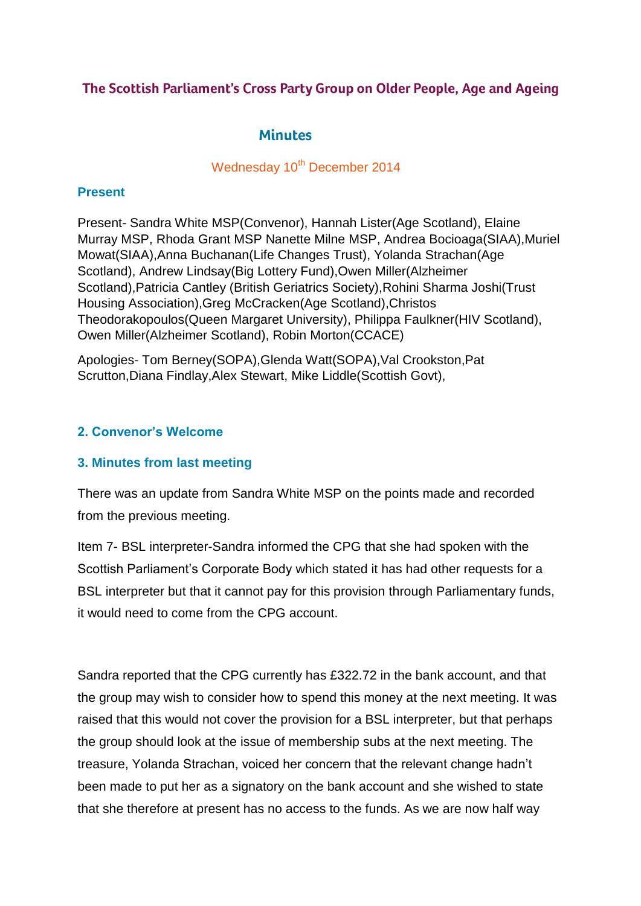# The Scottish Parliament's Cross Party Group on Older People, Age and Ageing

## Minutes

Wednesday 10th December 2014

### Present

Present- Sandra White MSP(Convenor), Hannah Lister(Age Scotland), Elaine Murray MSP, Rhoda Grant MSP Nanette Milne MSP, Andrea Bocioaga(SIAA),Muriel Mowat(SIAA),Anna Buchanan(Life Changes Trust), Yolanda Strachan(Age Scotland), Andrew Lindsay(Big Lottery Fund),Owen Miller(Alzheimer Scotland),Patricia Cantley (British Geriatrics Society),Rohini Sharma Joshi(Trust Housing Association),Greg McCracken(Age Scotland),Christos Theodorakopoulos(Queen Margaret University), Philippa Faulkner(HIV Scotland), Owen Miller(Alzheimer Scotland), Robin Morton(CCACE)

Apologies- Tom Berney(SOPA),Glenda Watt(SOPA),Val Crookston,Pat Scrutton,Diana Findlay,Alex Stewart, Mike Liddle(Scottish Govt),

### 2. Convenor's Welcome

### 3. Minutes from last meeting

There was an update from Sandra White MSP on the points made and recorded from the previous meeting.

Item 7- BSL interpreter-Sandra informed the CPG that she had spoken with the Scottish Parliament's Corporate Body which stated it has had other requests for a BSL interpreter but that it cannot pay for this provision through Parliamentary funds, it would need to come from the CPG account.

Sandra reported that the CPG currently has £322.72 in the bank account, and that the group may wish to consider how to spend this money at the next meeting. It was raised that this would not cover the provision for a BSL interpreter, but that perhaps the group should look at the issue of membership subs at the next meeting. The treasure, Yolanda Strachan, voiced her concern that the relevant change hadn't been made to put her as a signatory on the bank account and she wished to state that she therefore at present has no access to the funds. As we are now half way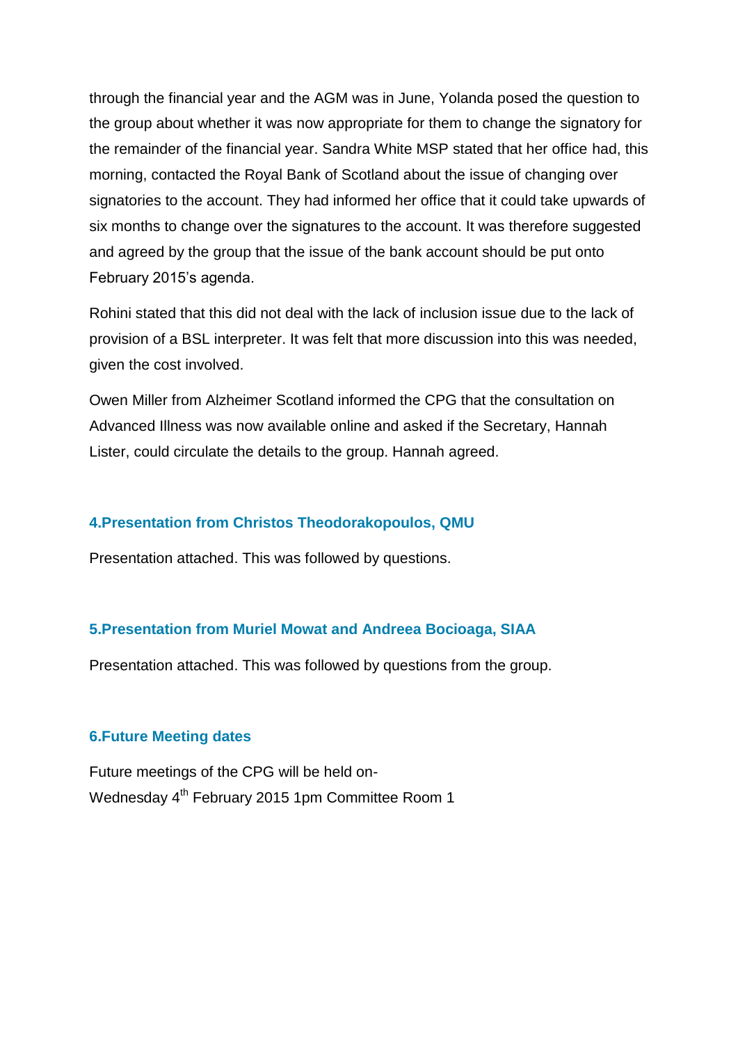through the financial year and the AGM was in June, Yolanda posed the question to the group about whether it was now appropriate for them to change the signatory for the remainder of the financial year. Sandra White MSP stated that her office had, this morning, contacted the Royal Bank of Scotland about the issue of changing over signatories to the account. They had informed her office that it could take upwards of six months to change over the signatures to the account. It was therefore suggested and agreed by the group that the issue of the bank account should be put onto February 2015's agenda.

Rohini stated that this did not deal with the lack of inclusion issue due to the lack of provision of a BSL interpreter. It was felt that more discussion into this was needed, given the cost involved.

Owen Miller from Alzheimer Scotland informed the CPG that the consultation on Advanced Illness was now available online and asked if the Secretary, Hannah Lister, could circulate the details to the group. Hannah agreed.

### 4.Presentation from Christos Theodorakopoulos, QMU

Presentation attached. This was followed by questions.

### 5.Presentation from Muriel Mowat and Andreea Bocioaga, SIAA

Presentation attached. This was followed by questions from the group.

### 6.Future Meeting dates

Future meetings of the CPG will be held on-
Wednesday 4th February 2015 1pm Committee Room 1